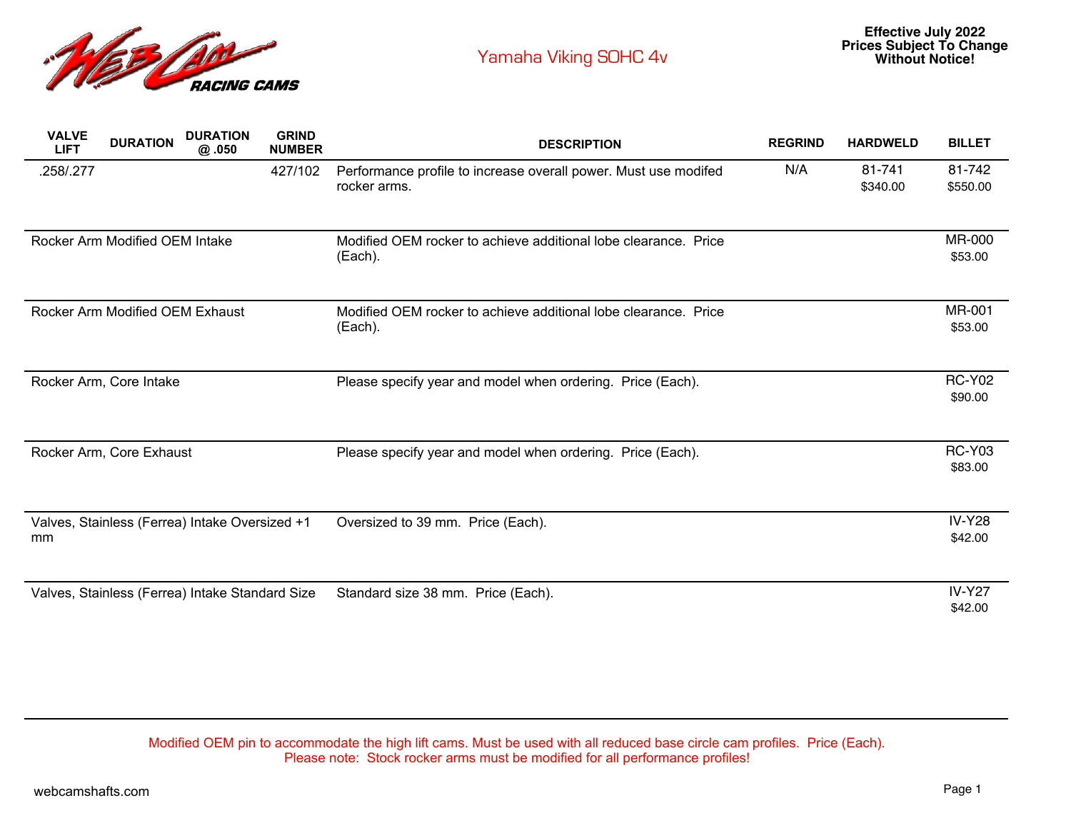# Yamaha Viking SOHC 4v

**Effective July 2022**
**Prices Subject To Change Without Notice!**

| VALVE LIFT | DURATION | DURATION @ .050 | GRIND NUMBER | DESCRIPTION | REGRIND | HARDWELD | BILLET |
|---|---|---|---|---|---|---|---|
| .258/.277 | | | 427/102 | Performance profile to increase overall power. Must use modifed rocker arms. | N/A | 81-741 $340.00 | 81-742 $550.00 |
| Rocker Arm Modified OEM Intake | | | | Modified OEM rocker to achieve additional lobe clearance. Price (Each). | | | MR-000 $53.00 |
| Rocker Arm Modified OEM Exhaust | | | | Modified OEM rocker to achieve additional lobe clearance. Price (Each). | | | MR-001 $53.00 |
| Rocker Arm, Core Intake | | | | Please specify year and model when ordering. Price (Each). | | | RC-Y02 $90.00 |
| Rocker Arm, Core Exhaust | | | | Please specify year and model when ordering. Price (Each). | | | RC-Y03 $83.00 |
| Valves, Stainless (Ferrea) Intake Oversized +1 mm | | | | Oversized to 39 mm. Price (Each). | | | IV-Y28 $42.00 |
| Valves, Stainless (Ferrea) Intake Standard Size | | | | Standard size 38 mm. Price (Each). | | | IV-Y27 $42.00 |

Modified OEM pin to accommodate the high lift cams. Must be used with all reduced base circle cam profiles. Price (Each).
Please note: Stock rocker arms must be modified for all performance profiles!

webcamshafts.com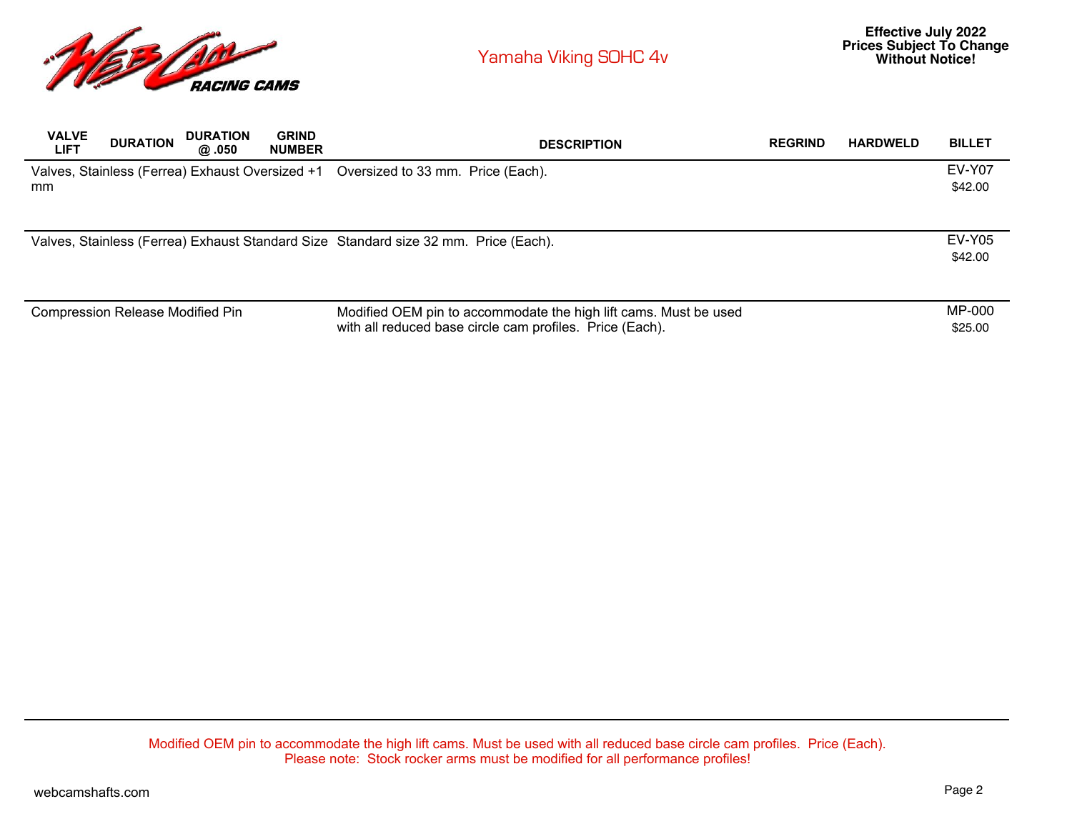# Yamaha Viking SOHC 4v

**Effective July 2022**
**Prices Subject To Change Without Notice!**

| VALVE LIFT | DURATION | DURATION @ .050 | GRIND NUMBER | DESCRIPTION | REGRIND | HARDWELD | BILLET |
|---|---|---|---|---|---|---|---|
| Valves, Stainless (Ferrea) Exhaust Oversized +1 mm | | | | Oversized to 33 mm. Price (Each). | | | EV-Y07 $42.00 |
| Valves, Stainless (Ferrea) Exhaust Standard Size | | | | Standard size 32 mm. Price (Each). | | | EV-Y05 $42.00 |
| Compression Release Modified Pin | | | | Modified OEM pin to accommodate the high lift cams. Must be used with all reduced base circle cam profiles. Price (Each). | | | MP-000 $25.00 |

Modified OEM pin to accommodate the high lift cams. Must be used with all reduced base circle cam profiles. Price (Each).
Please note: Stock rocker arms must be modified for all performance profiles!

webcamshafts.com